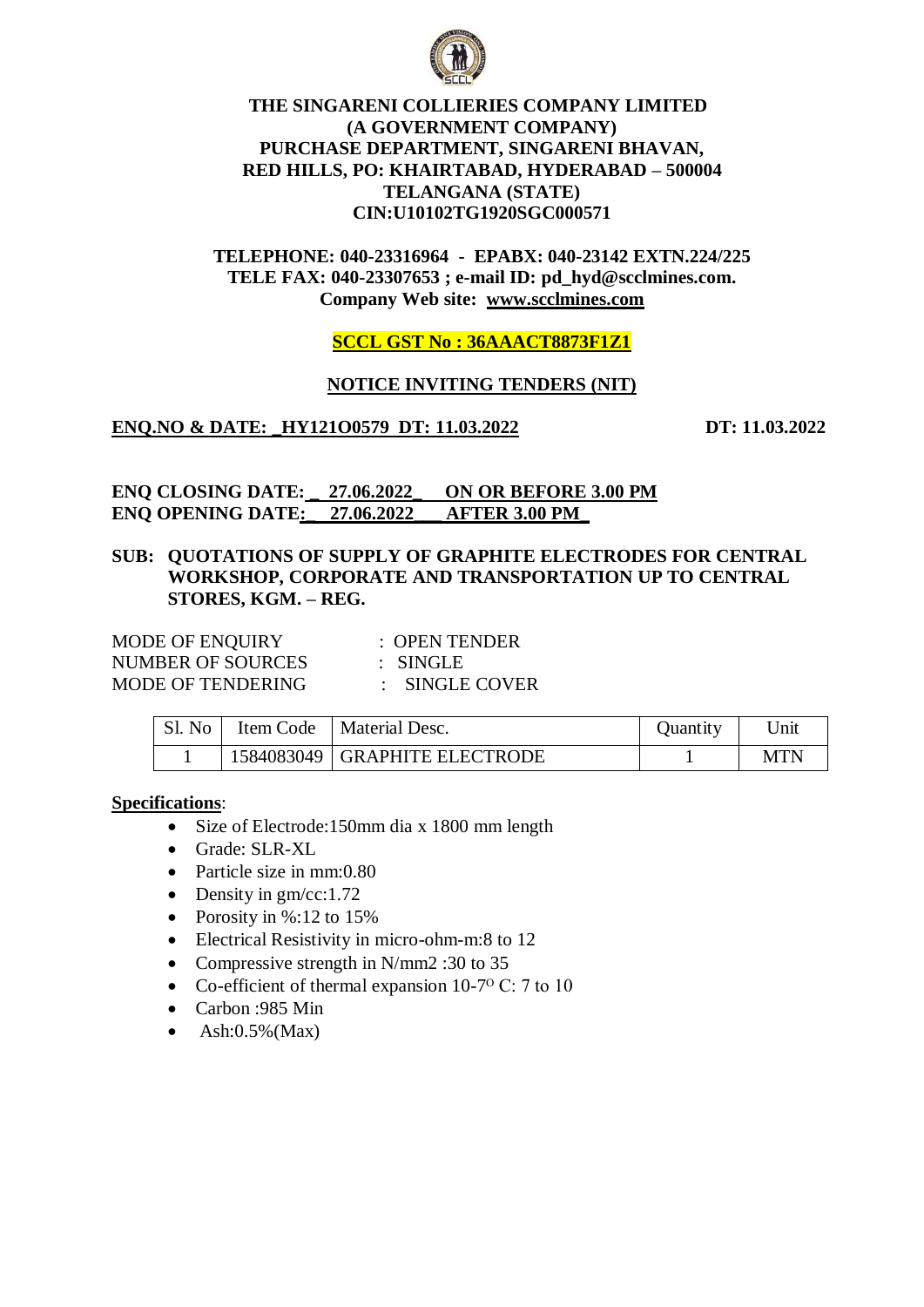**THE SINGARENI COLLIERIES COMPANY LIMITED**
**(A GOVERNMENT COMPANY)**
**PURCHASE DEPARTMENT, SINGARENI BHAVAN,**
**RED HILLS, PO: KHAIRTABAD, HYDERABAD – 500004**
**TELANGANA (STATE)**
**CIN:U10102TG1920SGC000571**

**TELEPHONE: 040-23316964 - EPABX: 040-23142 EXTN.224/225**
**TELE FAX: 040-23307653 ; e-mail ID: pd_hyd@scclmines.com.**
**Company Web site: www.scclmines.com**

**SCCL GST No : 36AAACT8873F1Z1**

## NOTICE INVITING TENDERS (NIT)

**ENQ.NO & DATE: _HY121O0579 DT: 11.03.2022** **DT: 11.03.2022**

**ENQ CLOSING DATE: _ 27.06.2022_ ON OR BEFORE 3.00 PM**
**ENQ OPENING DATE:_ 27.06.2022_ AFTER 3.00 PM_**

**SUB: QUOTATIONS OF SUPPLY OF GRAPHITE ELECTRODES FOR CENTRAL WORKSHOP, CORPORATE AND TRANSPORTATION UP TO CENTRAL STORES, KGM. – REG.**

MODE OF ENQUIRY : OPEN TENDER
NUMBER OF SOURCES : SINGLE
MODE OF TENDERING : SINGLE COVER

| Sl. No | Item Code | Material Desc. | Quantity | Unit |
|---|---|---|---|---|
| 1 | 1584083049 | GRAPHITE ELECTRODE | 1 | MTN |

**Specifications**:

- Size of Electrode:150mm dia x 1800 mm length
- Grade: SLR-XL
- Particle size in mm:0.80
- Density in gm/cc:1.72
- Porosity in %:12 to 15%
- Electrical Resistivity in micro-ohm-m:8 to 12
- Compressive strength in N/mm2 :30 to 35
- Co-efficient of thermal expansion $10^{-7}$ $^{O}$ C: 7 to 10
- Carbon :985 Min
- Ash:0.5%(Max)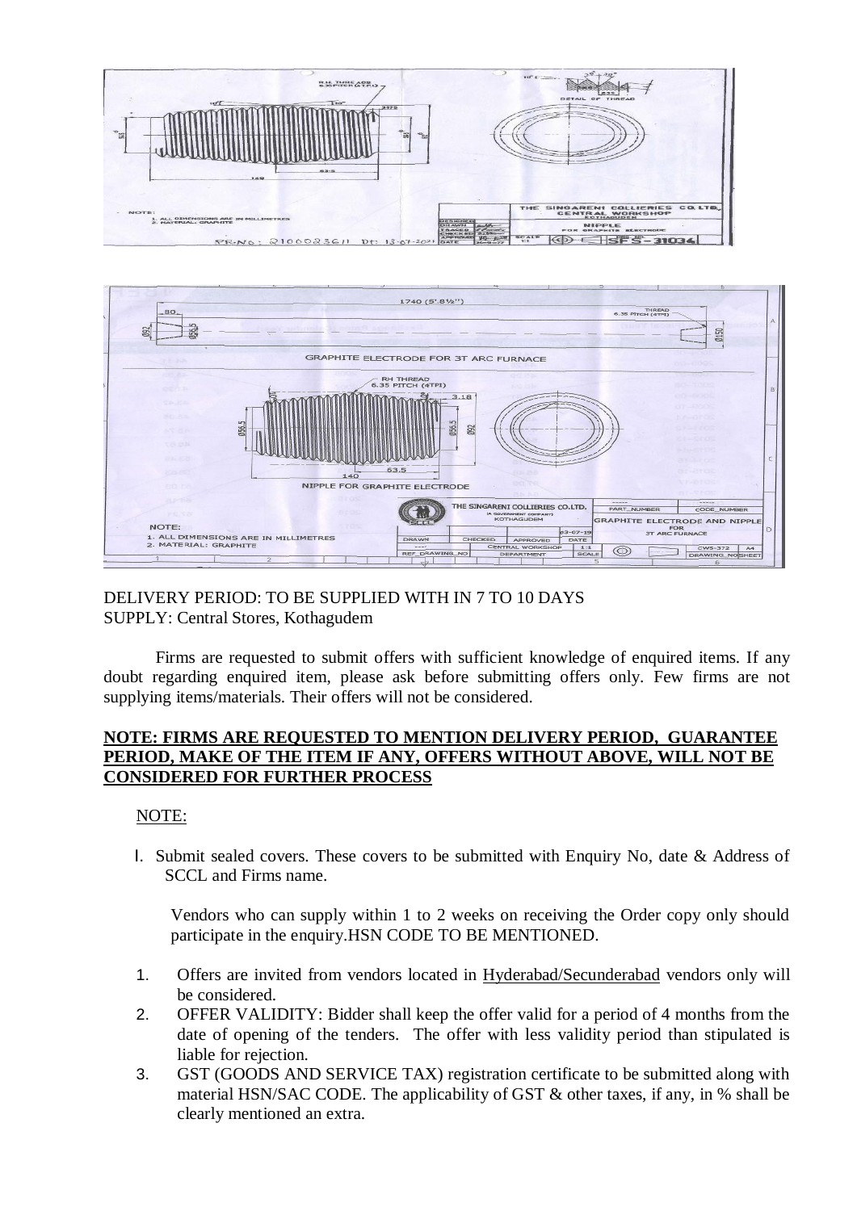DELIVERY PERIOD: TO BE SUPPLIED WITH IN 7 TO 10 DAYS
SUPPLY: Central Stores, Kothagudem

Firms are requested to submit offers with sufficient knowledge of enquired items. If any doubt regarding enquired item, please ask before submitting offers only. Few firms are not supplying items/materials. Their offers will not be considered.

**NOTE: FIRMS ARE REQUESTED TO MENTION DELIVERY PERIOD, GUARANTEE PERIOD, MAKE OF THE ITEM IF ANY, OFFERS WITHOUT ABOVE, WILL NOT BE CONSIDERED FOR FURTHER PROCESS**

NOTE:

I. Submit sealed covers. These covers to be submitted with Enquiry No, date & Address of SCCL and Firms name.

Vendors who can supply within 1 to 2 weeks on receiving the Order copy only should participate in the enquiry.HSN CODE TO BE MENTIONED.

1. Offers are invited from vendors located in Hyderabad/Secunderabad vendors only will be considered.
2. OFFER VALIDITY: Bidder shall keep the offer valid for a period of 4 months from the date of opening of the tenders. The offer with less validity period than stipulated is liable for rejection.
3. GST (GOODS AND SERVICE TAX) registration certificate to be submitted along with material HSN/SAC CODE. The applicability of GST & other taxes, if any, in % shall be clearly mentioned an extra.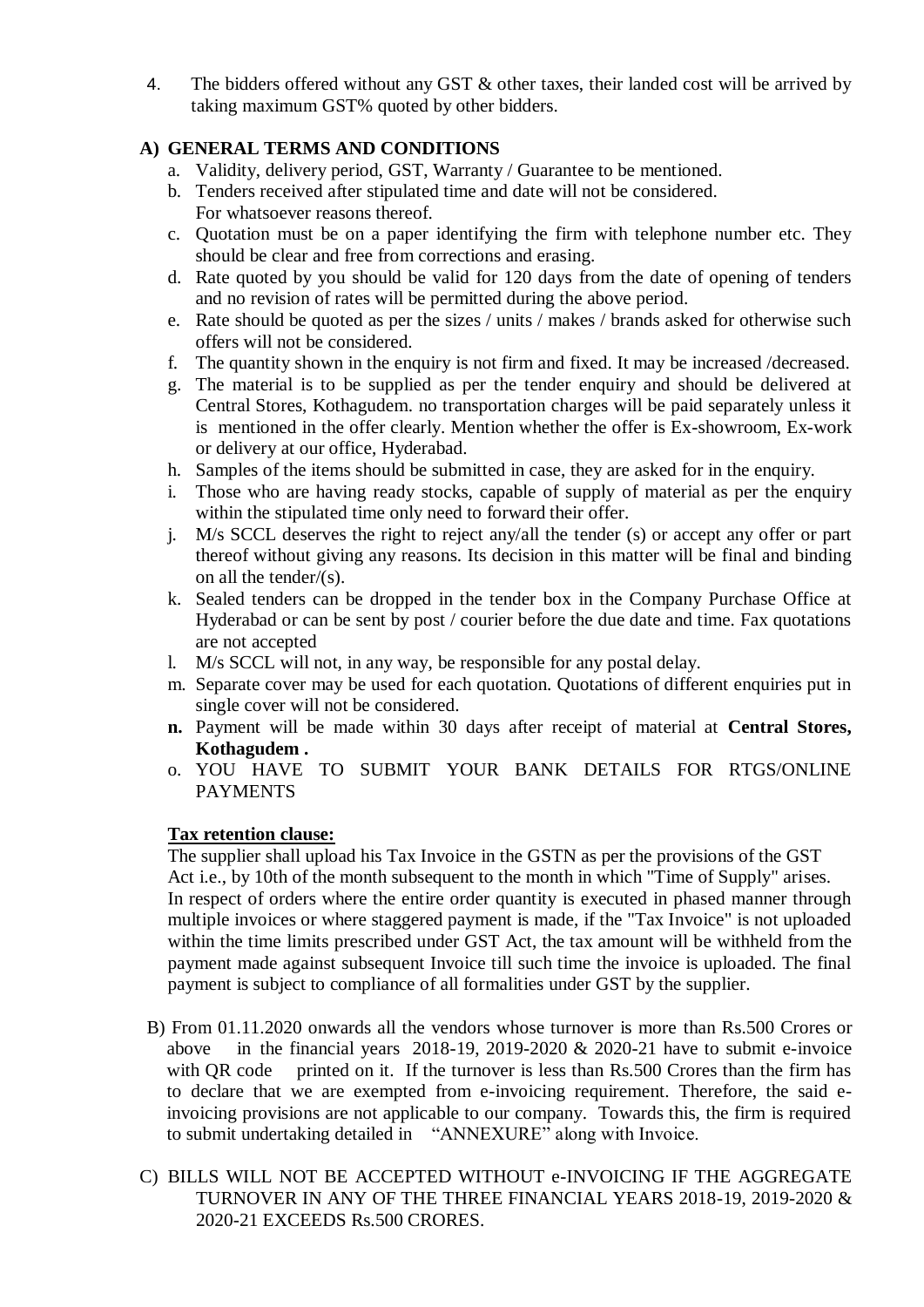4. The bidders offered without any GST & other taxes, their landed cost will be arrived by taking maximum GST% quoted by other bidders.

**A) GENERAL TERMS AND CONDITIONS**

a. Validity, delivery period, GST, Warranty / Guarantee to be mentioned.
b. Tenders received after stipulated time and date will not be considered. For whatsoever reasons thereof.
c. Quotation must be on a paper identifying the firm with telephone number etc. They should be clear and free from corrections and erasing.
d. Rate quoted by you should be valid for 120 days from the date of opening of tenders and no revision of rates will be permitted during the above period.
e. Rate should be quoted as per the sizes / units / makes / brands asked for otherwise such offers will not be considered.
f. The quantity shown in the enquiry is not firm and fixed. It may be increased /decreased.
g. The material is to be supplied as per the tender enquiry and should be delivered at Central Stores, Kothagudem. no transportation charges will be paid separately unless it is mentioned in the offer clearly. Mention whether the offer is Ex-showroom, Ex-work or delivery at our office, Hyderabad.
h. Samples of the items should be submitted in case, they are asked for in the enquiry.
i. Those who are having ready stocks, capable of supply of material as per the enquiry within the stipulated time only need to forward their offer.
j. M/s SCCL deserves the right to reject any/all the tender (s) or accept any offer or part thereof without giving any reasons. Its decision in this matter will be final and binding on all the tender/(s).
k. Sealed tenders can be dropped in the tender box in the Company Purchase Office at Hyderabad or can be sent by post / courier before the due date and time. Fax quotations are not accepted
l. M/s SCCL will not, in any way, be responsible for any postal delay.
m. Separate cover may be used for each quotation. Quotations of different enquiries put in single cover will not be considered.
**n.** Payment will be made within 30 days after receipt of material at **Central Stores, Kothagudem .**
o. YOU HAVE TO SUBMIT YOUR BANK DETAILS FOR RTGS/ONLINE PAYMENTS

**<u>Tax retention clause:</u>**

The supplier shall upload his Tax Invoice in the GSTN as per the provisions of the GST Act i.e., by 10th of the month subsequent to the month in which "Time of Supply" arises. In respect of orders where the entire order quantity is executed in phased manner through multiple invoices or where staggered payment is made, if the "Tax Invoice" is not uploaded within the time limits prescribed under GST Act, the tax amount will be withheld from the payment made against subsequent Invoice till such time the invoice is uploaded. The final payment is subject to compliance of all formalities under GST by the supplier.

B) From 01.11.2020 onwards all the vendors whose turnover is more than Rs.500 Crores or above in the financial years 2018-19, 2019-2020 & 2020-21 have to submit e-invoice with QR code printed on it. If the turnover is less than Rs.500 Crores than the firm has to declare that we are exempted from e-invoicing requirement. Therefore, the said e-invoicing provisions are not applicable to our company. Towards this, the firm is required to submit undertaking detailed in "ANNEXURE" along with Invoice.

C) BILLS WILL NOT BE ACCEPTED WITHOUT e-INVOICING IF THE AGGREGATE TURNOVER IN ANY OF THE THREE FINANCIAL YEARS 2018-19, 2019-2020 & 2020-21 EXCEEDS Rs.500 CRORES.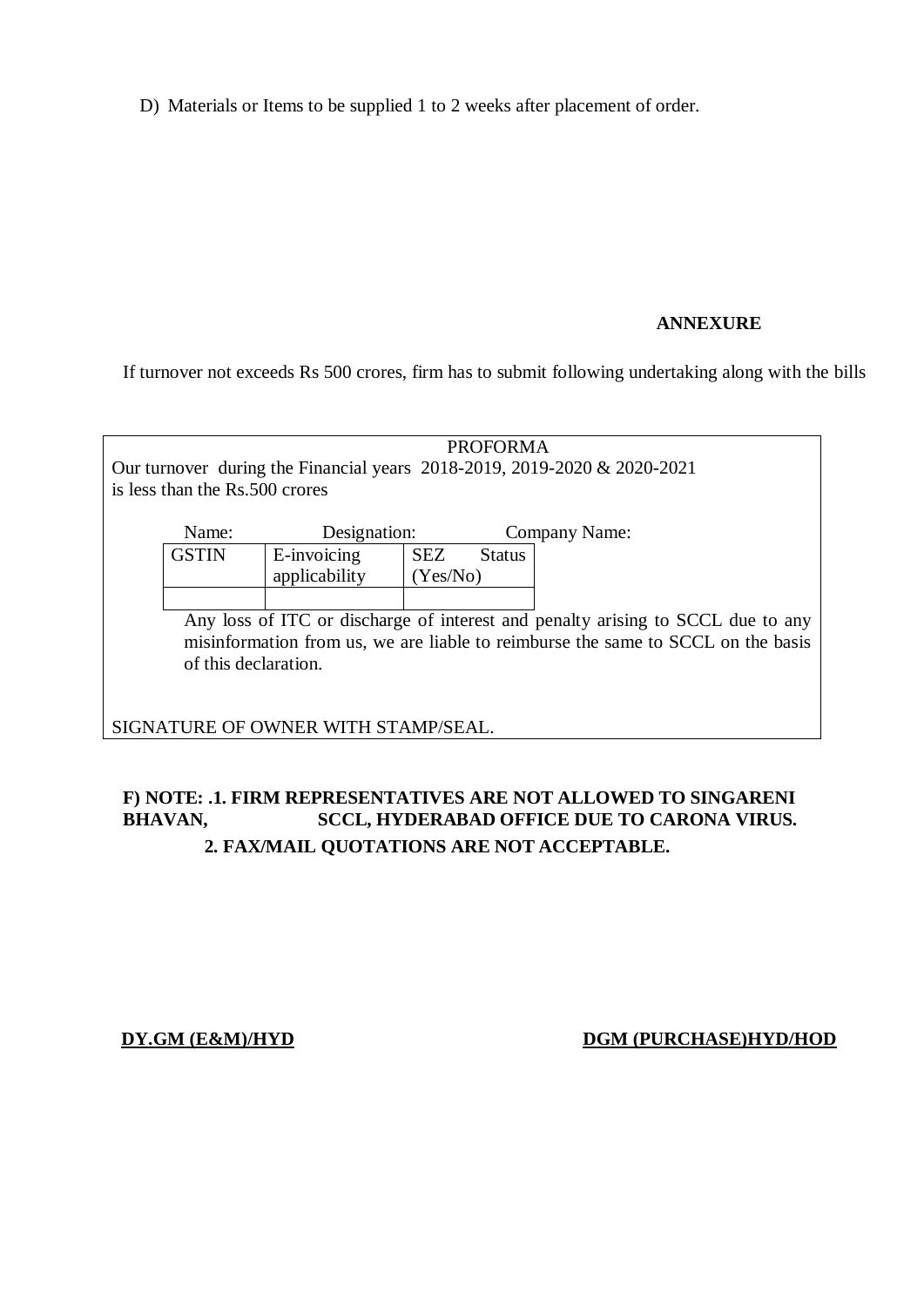D) Materials or Items to be supplied 1 to 2 weeks after placement of order.

**ANNEXURE**

If turnover not exceeds Rs 500 crores, firm has to submit following undertaking along with the bills

PROFORMA

Our turnover during the Financial years 2018-2019, 2019-2020 & 2020-2021 is less than the Rs.500 crores

Name: Designation: Company Name:

| GSTIN | E-invoicing applicability | SEZ Status (Yes/No) |
|---|---|---|
| | | |

Any loss of ITC or discharge of interest and penalty arising to SCCL due to any misinformation from us, we are liable to reimburse the same to SCCL on the basis of this declaration.

SIGNATURE OF OWNER WITH STAMP/SEAL.

**F) NOTE: .1. FIRM REPRESENTATIVES ARE NOT ALLOWED TO SINGARENI BHAVAN, SCCL, HYDERABAD OFFICE DUE TO CARONA VIRUS.**

**2. FAX/MAIL QUOTATIONS ARE NOT ACCEPTABLE.**

**DY.GM (E&M)/HYD** **DGM (PURCHASE)HYD/HOD**